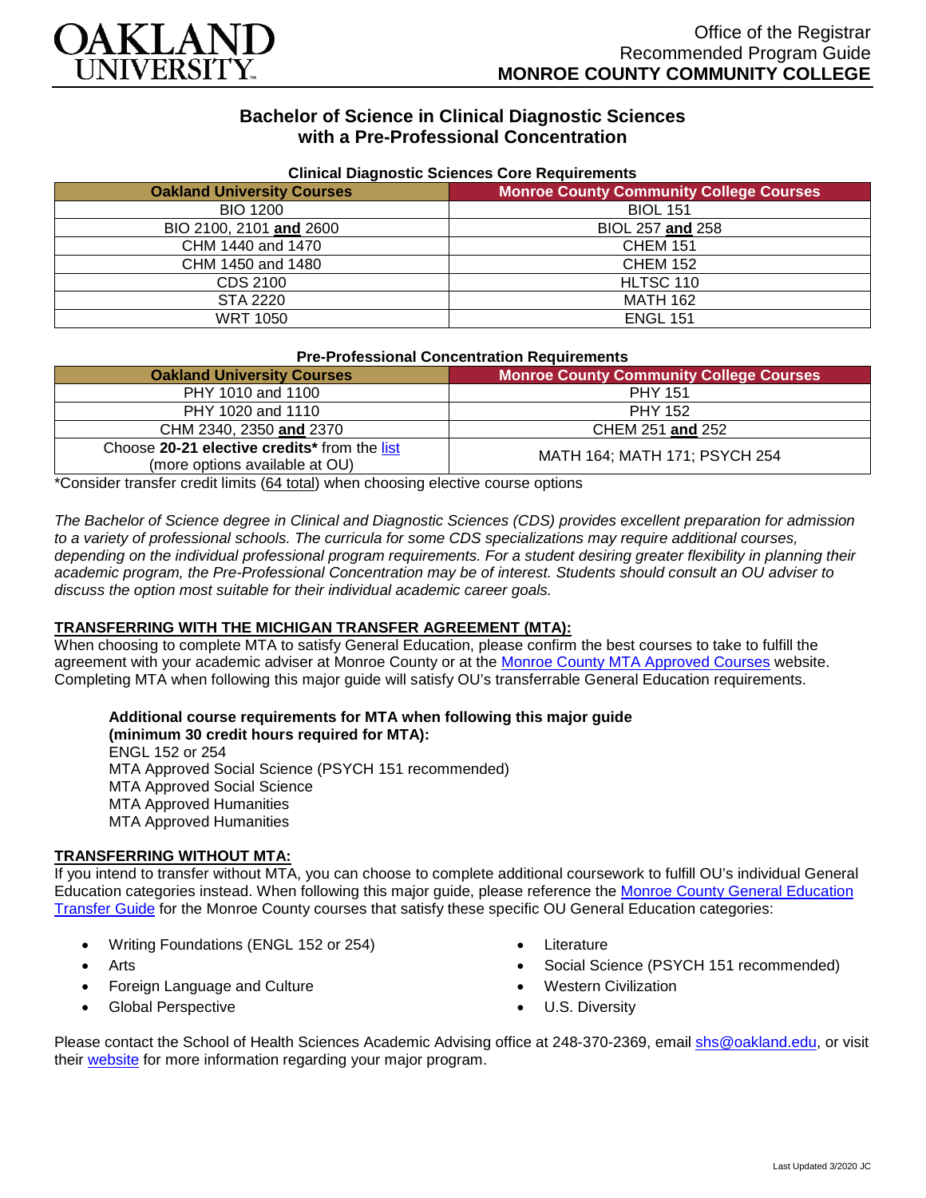Office of the Registrar
Recommended Program Guide
**MONROE COUNTY COMMUNITY COLLEGE**

## Bachelor of Science in Clinical Diagnostic Sciences with a Pre-Professional Concentration

**Clinical Diagnostic Sciences Core Requirements**

| Oakland University Courses | Monroe County Community College Courses |
|---|---|
| BIO 1200 | BIOL 151 |
| BIO 2100, 2101 **and** 2600 | BIOL 257 **and** 258 |
| CHM 1440 and 1470 | CHEM 151 |
| CHM 1450 and 1480 | CHEM 152 |
| CDS 2100 | HLTSC 110 |
| STA 2220 | MATH 162 |
| WRT 1050 | ENGL 151 |

**Pre-Professional Concentration Requirements**

| Oakland University Courses | Monroe County Community College Courses |
|---|---|
| PHY 1010 and 1100 | PHY 151 |
| PHY 1020 and 1110 | PHY 152 |
| CHM 2340, 2350 **and** 2370 | CHEM 251 **and** 252 |
| Choose **20-21 elective credits*** from the list (more options available at OU) | MATH 164; MATH 171; PSYCH 254 |

*Consider transfer credit limits (64 total) when choosing elective course options

*The Bachelor of Science degree in Clinical and Diagnostic Sciences (CDS) provides excellent preparation for admission to a variety of professional schools. The curricula for some CDS specializations may require additional courses, depending on the individual professional program requirements. For a student desiring greater flexibility in planning their academic program, the Pre-Professional Concentration may be of interest. Students should consult an OU adviser to discuss the option most suitable for their individual academic career goals.*

### TRANSFERRING WITH THE MICHIGAN TRANSFER AGREEMENT (MTA):

When choosing to complete MTA to satisfy General Education, please confirm the best courses to take to fulfill the agreement with your academic adviser at Monroe County or at the Monroe County MTA Approved Courses website. Completing MTA when following this major guide will satisfy OU's transferrable General Education requirements.

**Additional course requirements for MTA when following this major guide (minimum 30 credit hours required for MTA):**
ENGL 152 or 254
MTA Approved Social Science (PSYCH 151 recommended)
MTA Approved Social Science
MTA Approved Humanities
MTA Approved Humanities

### TRANSFERRING WITHOUT MTA:

If you intend to transfer without MTA, you can choose to complete additional coursework to fulfill OU's individual General Education categories instead. When following this major guide, please reference the Monroe County General Education Transfer Guide for the Monroe County courses that satisfy these specific OU General Education categories:

- Writing Foundations (ENGL 152 or 254)
- Arts
- Foreign Language and Culture
- Global Perspective
- Literature
- Social Science (PSYCH 151 recommended)
- Western Civilization
- U.S. Diversity

Please contact the School of Health Sciences Academic Advising office at 248-370-2369, email shs@oakland.edu, or visit their website for more information regarding your major program.

Last Updated 3/2020 JC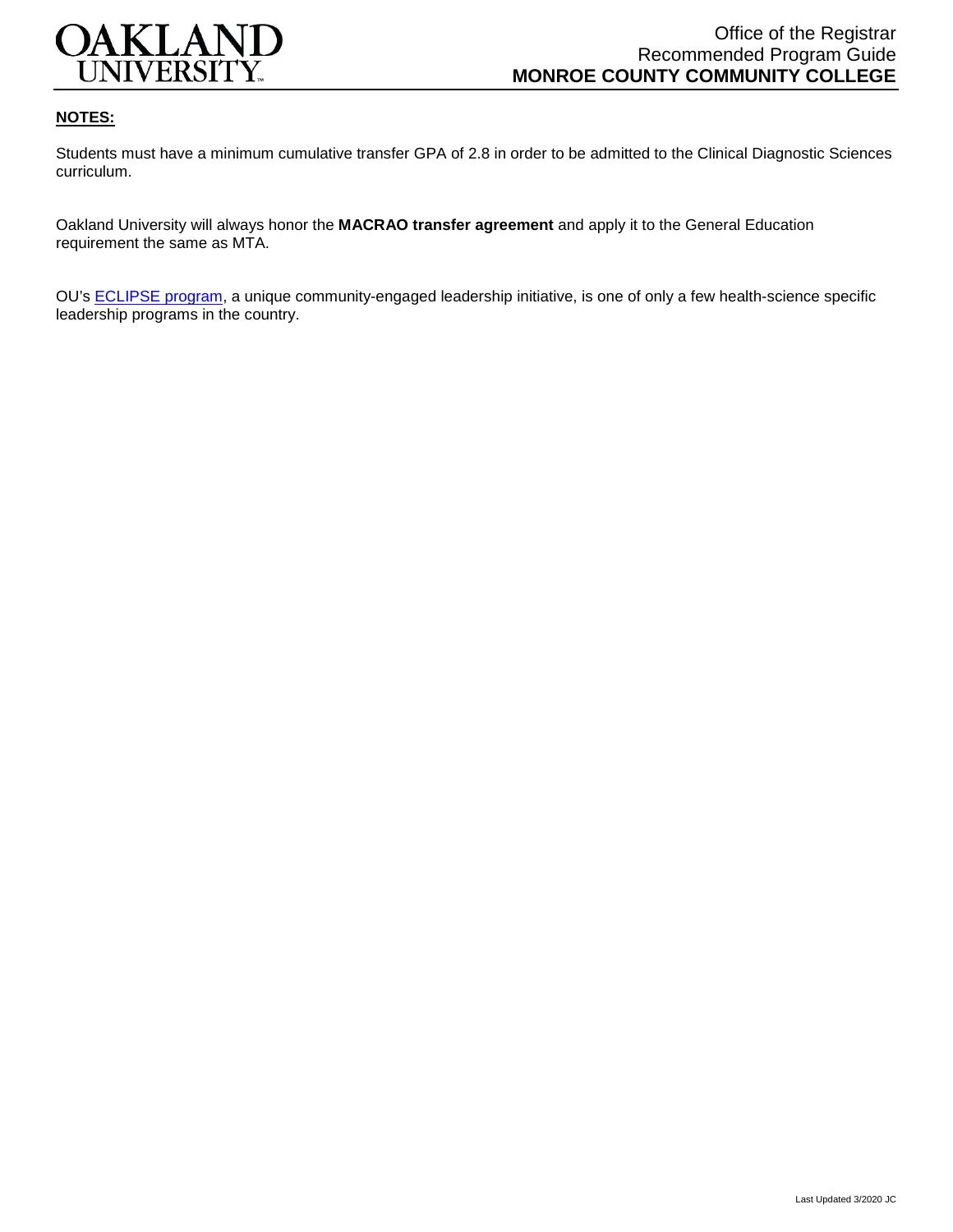**NOTES:**

Students must have a minimum cumulative transfer GPA of 2.8 in order to be admitted to the Clinical Diagnostic Sciences curriculum.

Oakland University will always honor the **MACRAO transfer agreement** and apply it to the General Education requirement the same as MTA.

OU's ECLIPSE program, a unique community-engaged leadership initiative, is one of only a few health-science specific leadership programs in the country.

Last Updated 3/2020 JC